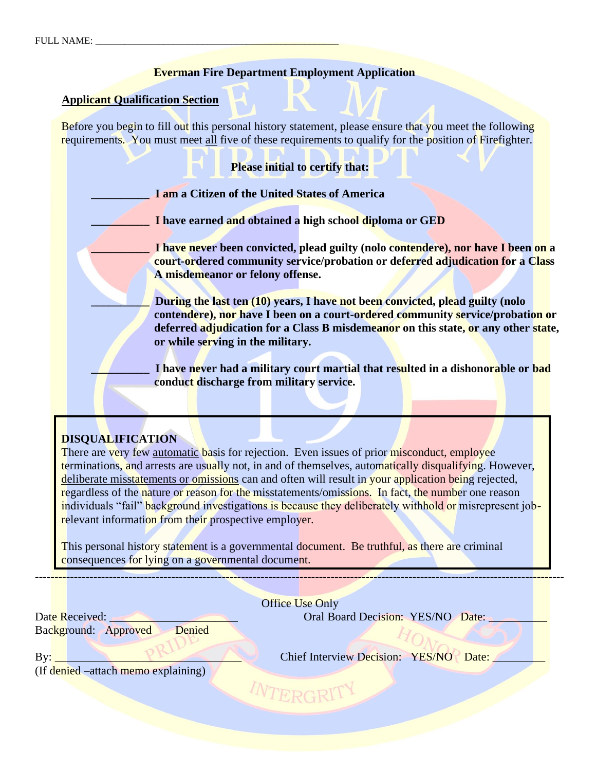FULL NAME: ___________________________________________________

**Everman Fire Department Employment Application**

**Applicant Qualification Section**

Before you begin to fill out this personal history statement, please ensure that you meet the following requirements. You must meet all five of these requirements to qualify for the position of Firefighter.

**Please initial to certify that:**

__________ **I am a Citizen of the United States of America**

__________ **I have earned and obtained a high school diploma or GED**

__________ **I have never been convicted, plead guilty (nolo contendere), nor have I been on a court-ordered community service/probation or deferred adjudication for a Class A misdemeanor or felony offense.**

__________ **During the last ten (10) years, I have not been convicted, plead guilty (nolo contendere), nor have I been on a court-ordered community service/probation or deferred adjudication for a Class B misdemeanor on this state, or any other state, or while serving in the military.**

__________ **I have never had a military court martial that resulted in a dishonorable or bad conduct discharge from military service.**

**DISQUALIFICATION**

There are very few automatic basis for rejection. Even issues of prior misconduct, employee terminations, and arrests are usually not, in and of themselves, automatically disqualifying. However, deliberate misstatements or omissions can and often will result in your application being rejected, regardless of the nature or reason for the misstatements/omissions. In fact, the number one reason individuals "fail" background investigations is because they deliberately withhold or misrepresent job-relevant information from their prospective employer.

This personal history statement is a governmental document. Be truthful, as there are criminal consequences for lying on a governmental document.

---

Office Use Only

Date Received: ______________________ Oral Board Decision: YES/NO Date: __________

Background: Approved Denied

By: _________________________________ Chief Interview Decision: YES/NO Date: _________

(If denied –attach memo explaining)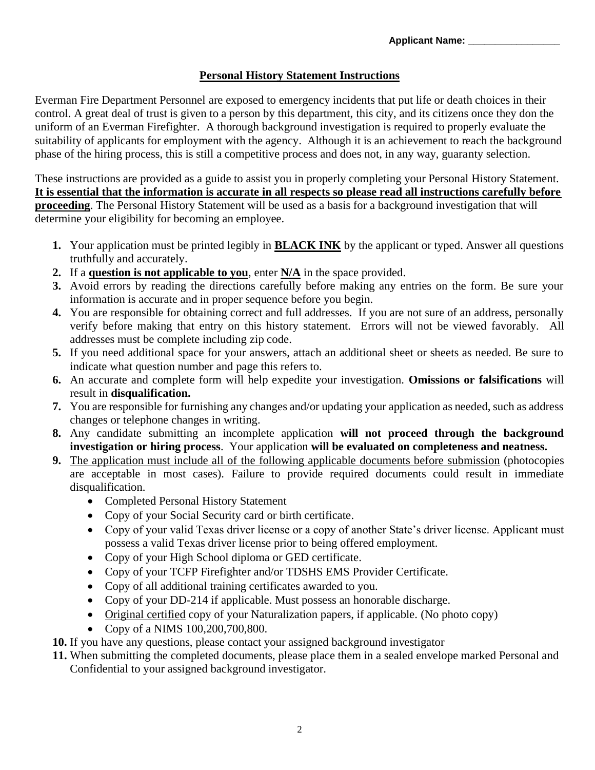Applicant Name: ________________

## Personal History Statement Instructions

Everman Fire Department Personnel are exposed to emergency incidents that put life or death choices in their control. A great deal of trust is given to a person by this department, this city, and its citizens once they don the uniform of an Everman Firefighter. A thorough background investigation is required to properly evaluate the suitability of applicants for employment with the agency. Although it is an achievement to reach the background phase of the hiring process, this is still a competitive process and does not, in any way, guaranty selection.

These instructions are provided as a guide to assist you in properly completing your Personal History Statement. **It is essential that the information is accurate in all respects so please read all instructions carefully before proceeding**. The Personal History Statement will be used as a basis for a background investigation that will determine your eligibility for becoming an employee.

1. Your application must be printed legibly in **BLACK INK** by the applicant or typed. Answer all questions truthfully and accurately.
2. If a **question is not applicable to you**, enter **N/A** in the space provided.
3. Avoid errors by reading the directions carefully before making any entries on the form. Be sure your information is accurate and in proper sequence before you begin.
4. You are responsible for obtaining correct and full addresses. If you are not sure of an address, personally verify before making that entry on this history statement. Errors will not be viewed favorably. All addresses must be complete including zip code.
5. If you need additional space for your answers, attach an additional sheet or sheets as needed. Be sure to indicate what question number and page this refers to.
6. An accurate and complete form will help expedite your investigation. **Omissions or falsifications** will result in **disqualification.**
7. You are responsible for furnishing any changes and/or updating your application as needed, such as address changes or telephone changes in writing.
8. Any candidate submitting an incomplete application **will not proceed through the background investigation or hiring process**. Your application **will be evaluated on completeness and neatness.**
9. The application must include all of the following applicable documents before submission (photocopies are acceptable in most cases). Failure to provide required documents could result in immediate disqualification.
   - Completed Personal History Statement
   - Copy of your Social Security card or birth certificate.
   - Copy of your valid Texas driver license or a copy of another State's driver license. Applicant must possess a valid Texas driver license prior to being offered employment.
   - Copy of your High School diploma or GED certificate.
   - Copy of your TCFP Firefighter and/or TDSHS EMS Provider Certificate.
   - Copy of all additional training certificates awarded to you.
   - Copy of your DD-214 if applicable. Must possess an honorable discharge.
   - Original certified copy of your Naturalization papers, if applicable. (No photo copy)
   - Copy of a NIMS 100,200,700,800.
10. If you have any questions, please contact your assigned background investigator
11. When submitting the completed documents, please place them in a sealed envelope marked Personal and Confidential to your assigned background investigator.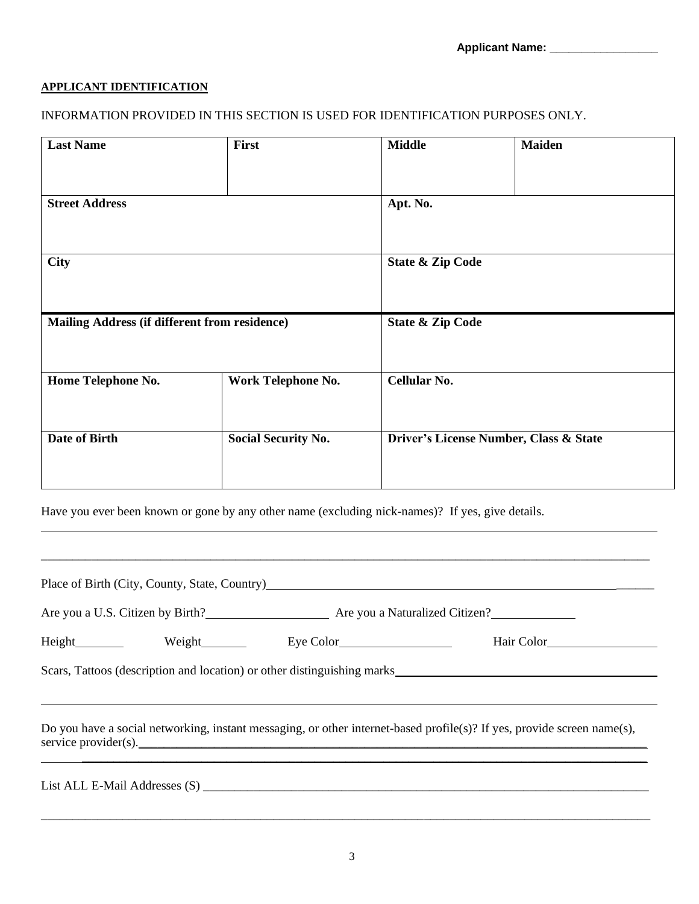**Applicant Name:** _________________

**APPLICANT IDENTIFICATION**

INFORMATION PROVIDED IN THIS SECTION IS USED FOR IDENTIFICATION PURPOSES ONLY.

| **Last Name** | **First** | **Middle** | **Maiden** |
|---|---|---|---|
| **Street Address** | | **Apt. No.** | |
| **City** | | **State & Zip Code** | |
| **Mailing Address (if different from residence)** | | **State & Zip Code** | |
| **Home Telephone No.** | **Work Telephone No.** | **Cellular No.** | |
| **Date of Birth** | **Social Security No.** | **Driver's License Number, Class & State** | |

Have you ever been known or gone by any other name (excluding nick-names)? If yes, give details.

_______________________________________________________________________________

_______________________________________________________________________________

Place of Birth (City, County, State, Country)_______________________________________________

Are you a U.S. Citizen by Birth?____________________ Are you a Naturalized Citizen?_____________

Height________ Weight_______ Eye Color_________________ Hair Color__________________

Scars, Tattoos (description and location) or other distinguishing marks_____________________________

_______________________________________________________________________________

Do you have a social networking, instant messaging, or other internet-based profile(s)? If yes, provide screen name(s), service provider(s).___________________________________________________________

_______________________________________________________________________________

List ALL E-Mail Addresses (S) ___________________________________________________________

_______________________________________________________________________________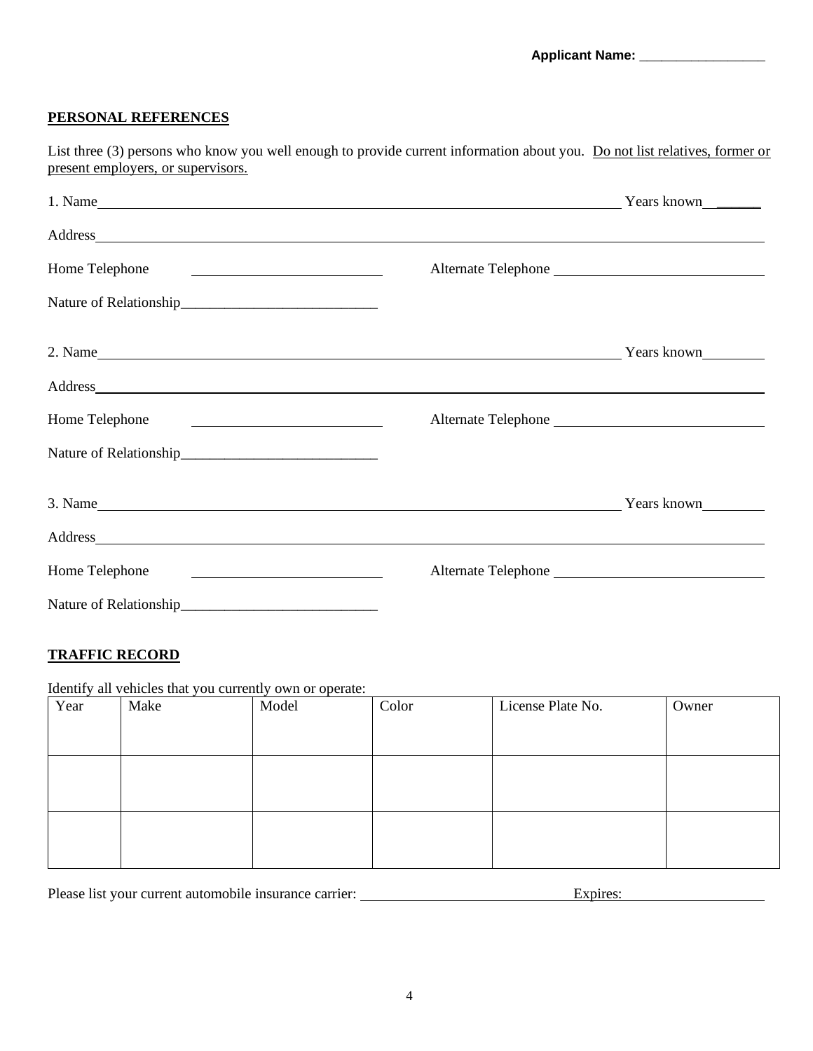Applicant Name: _________________

**PERSONAL REFERENCES**

List three (3) persons who know you well enough to provide current information about you. Do not list relatives, former or present employers, or supervisors.

1. Name ______________________________ Years known ______

Address ______________________________

Home Telephone ______________________________ Alternate Telephone ______________________________

Nature of Relationship___________________________

2. Name ______________________________ Years known ______

Address ______________________________

Home Telephone ______________________________ Alternate Telephone ______________________________

Nature of Relationship___________________________

3. Name ______________________________ Years known ______

Address ______________________________

Home Telephone ______________________________ Alternate Telephone ______________________________

Nature of Relationship___________________________

**TRAFFIC RECORD**

Identify all vehicles that you currently own or operate:

| Year | Make | Model | Color | License Plate No. | Owner |
|---|---|---|---|---|---|
| | | | | | |
| | | | | | |
| | | | | | |

Please list your current automobile insurance carrier: ______________________________ Expires: ____________________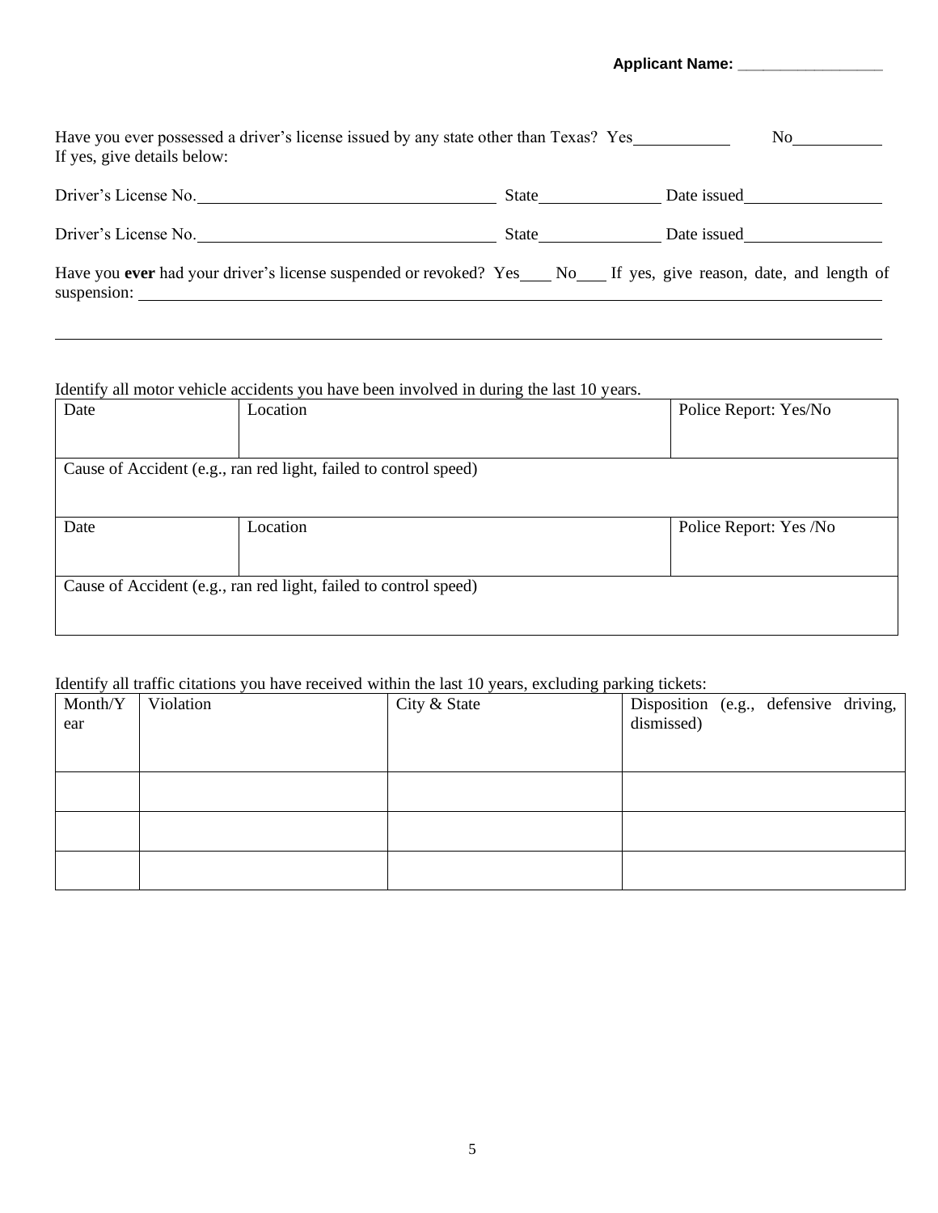**Applicant Name: \_\_\_\_\_\_\_\_\_\_\_\_\_\_\_\_\_\_**

Have you ever possessed a driver's license issued by any state other than Texas? Yes\_\_\_\_\_\_\_\_\_\_\_\_ No\_\_\_\_\_\_\_\_\_\_\_\_
If yes, give details below:

Driver's License No.\_\_\_\_\_\_\_\_\_\_\_\_\_\_\_\_\_\_\_\_\_\_\_\_\_\_\_\_\_\_\_\_\_\_\_\_\_\_ State\_\_\_\_\_\_\_\_\_\_\_\_\_\_\_\_ Date issued\_\_\_\_\_\_\_\_\_\_\_\_\_\_\_\_\_\_

Driver's License No.\_\_\_\_\_\_\_\_\_\_\_\_\_\_\_\_\_\_\_\_\_\_\_\_\_\_\_\_\_\_\_\_\_\_\_\_\_\_ State\_\_\_\_\_\_\_\_\_\_\_\_\_\_\_\_ Date issued\_\_\_\_\_\_\_\_\_\_\_\_\_\_\_\_\_\_

Have you **ever** had your driver's license suspended or revoked? Yes\_\_\_\_ No\_\_\_\_ If yes, give reason, date, and length of suspension: \_\_\_\_\_\_\_\_\_\_\_\_\_\_\_\_\_\_\_\_\_\_\_\_\_\_\_\_\_\_\_\_\_\_\_\_\_\_\_\_\_\_\_\_\_\_\_\_\_\_\_\_\_\_\_\_\_\_\_\_\_\_\_\_\_\_\_\_\_\_\_\_\_\_\_\_\_\_\_\_\_\_\_\_\_\_\_\_\_\_\_\_\_\_

\_\_\_\_\_\_\_\_\_\_\_\_\_\_\_\_\_\_\_\_\_\_\_\_\_\_\_\_\_\_\_\_\_\_\_\_\_\_\_\_\_\_\_\_\_\_\_\_\_\_\_\_\_\_\_\_\_\_\_\_\_\_\_\_\_\_\_\_\_\_\_\_\_\_\_\_\_\_\_\_\_\_\_\_\_\_\_\_\_\_\_\_\_\_\_\_\_\_\_\_\_\_\_\_

Identify all motor vehicle accidents you have been involved in during the last 10 years.

| Date | Location | Police Report: Yes/No |
|---|---|---|
| Cause of Accident (e.g., ran red light, failed to control speed) | | |
| Date | Location | Police Report: Yes /No |
| Cause of Accident (e.g., ran red light, failed to control speed) | | |

Identify all traffic citations you have received within the last 10 years, excluding parking tickets:

| Month/Year | Violation | City & State | Disposition (e.g., defensive driving, dismissed) |
|---|---|---|---|
| | | | |
| | | | |
| | | | |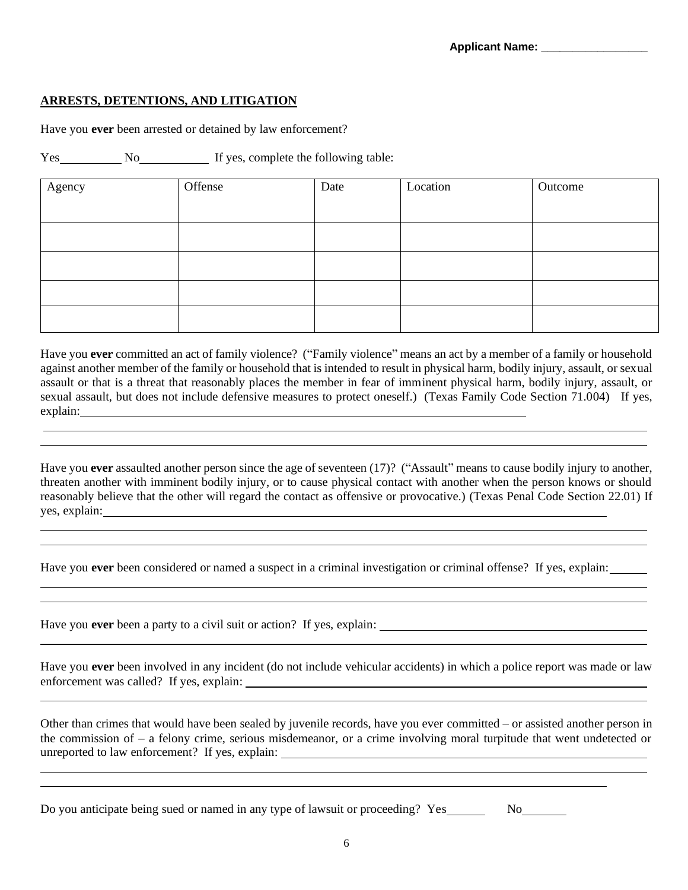Applicant Name: _________________

## ARRESTS, DETENTIONS, AND LITIGATION

Have you **ever** been arrested or detained by law enforcement?

Yes__________ No___________ If yes, complete the following table:

| Agency | Offense | Date | Location | Outcome |
|---|---|---|---|---|
| | | | | |
| | | | | |
| | | | | |
| | | | | |

Have you **ever** committed an act of family violence? ("Family violence" means an act by a member of a family or household against another member of the family or household that is intended to result in physical harm, bodily injury, assault, or sexual assault or that is a threat that reasonably places the member in fear of imminent physical harm, bodily injury, assault, or sexual assault, but does not include defensive measures to protect oneself.) (Texas Family Code Section 71.004) If yes, explain:_______________________________________________________________________________

_____________________________________________________________________________________________

_____________________________________________________________________________________________

Have you **ever** assaulted another person since the age of seventeen (17)? ("Assault" means to cause bodily injury to another, threaten another with imminent bodily injury, or to cause physical contact with another when the person knows or should reasonably believe that the other will regard the contact as offensive or provocative.) (Texas Penal Code Section 22.01) If yes, explain:_________________________________________________________________________________

_____________________________________________________________________________________________

_____________________________________________________________________________________________

Have you **ever** been considered or named a suspect in a criminal investigation or criminal offense? If yes, explain:______

_____________________________________________________________________________________________

_____________________________________________________________________________________________

Have you **ever** been a party to a civil suit or action? If yes, explain: ____________________________________________

_____________________________________________________________________________________________

Have you **ever** been involved in any incident (do not include vehicular accidents) in which a police report was made or law enforcement was called? If yes, explain: ________________________________________________________________

_____________________________________________________________________________________________

Other than crimes that would have been sealed by juvenile records, have you ever committed – or assisted another person in the commission of – a felony crime, serious misdemeanor, or a crime involving moral turpitude that went undetected or unreported to law enforcement? If yes, explain: ________________________________________________________

_____________________________________________________________________________________________

_____________________________________________________________________________________________

Do you anticipate being sued or named in any type of lawsuit or proceeding? Yes______ No_______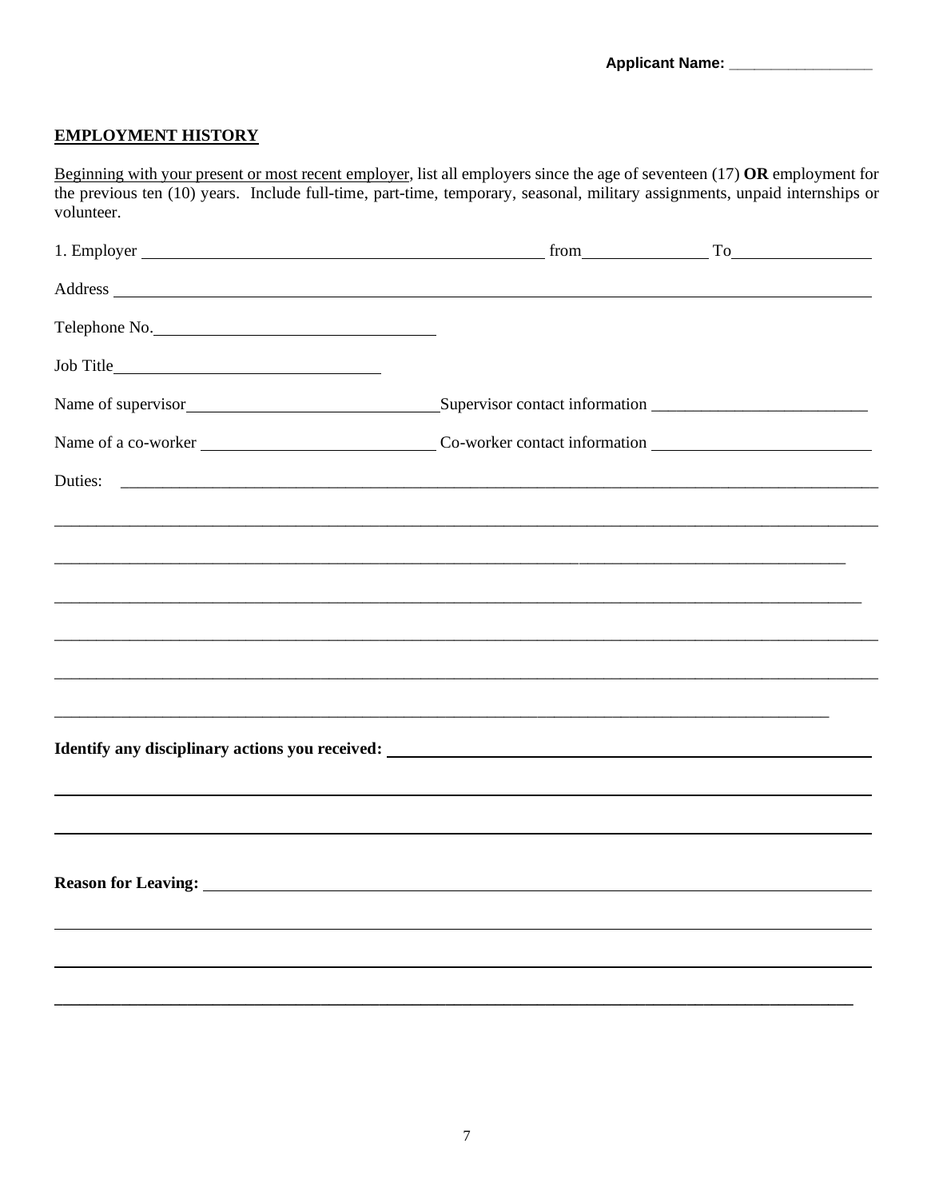Applicant Name: _________________

**EMPLOYMENT HISTORY**

Beginning with your present or most recent employer, list all employers since the age of seventeen (17) **OR** employment for the previous ten (10) years. Include full-time, part-time, temporary, seasonal, military assignments, unpaid internships or volunteer.

1. Employer __________________________________________ from ______________ To ________________

Address ______________________________________________________________________________

Telephone No. ______________________________

Job Title ____________________________

Name of supervisor __________________________ Supervisor contact information _________________________

Name of a co-worker _________________________ Co-worker contact information _________________________

Duties: ______________________________________________________________________________

_____________________________________________________________________________________

_____________________________________________________________________________________

_____________________________________________________________________________________

_____________________________________________________________________________________

_____________________________________________________________________________________

_____________________________________________________________________________________

**Identify any disciplinary actions you received:** ___________________________________________

_____________________________________________________________________________________

_____________________________________________________________________________________

**Reason for Leaving:** _______________________________________________________________

_____________________________________________________________________________________

_____________________________________________________________________________________

_____________________________________________________________________________________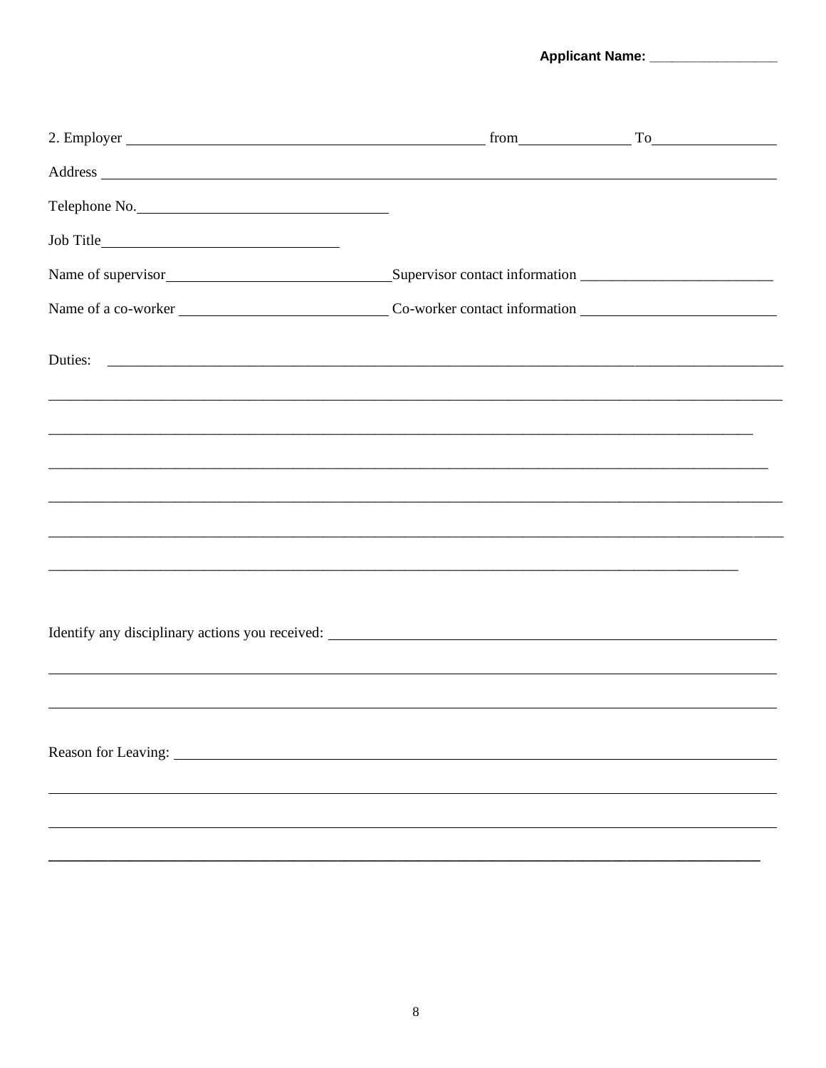**Applicant Name:** ________________

2. Employer ______________________________ from ______________ To ______________

Address ____________________________________________________________________

Telephone No. ______________________________

Job Title ____________________________

Name of supervisor ____________________________ Supervisor contact information ________________________

Name of a co-worker __________________________ Co-worker contact information ________________________

Duties: ____________________________________________________________________

____________________________________________________________________________

____________________________________________________________________________

____________________________________________________________________________

____________________________________________________________________________

____________________________________________________________________________

____________________________________________________________________________

Identify any disciplinary actions you received: ______________________________________

____________________________________________________________________________

____________________________________________________________________________

Reason for Leaving: _________________________________________________________

____________________________________________________________________________

____________________________________________________________________________

____________________________________________________________________________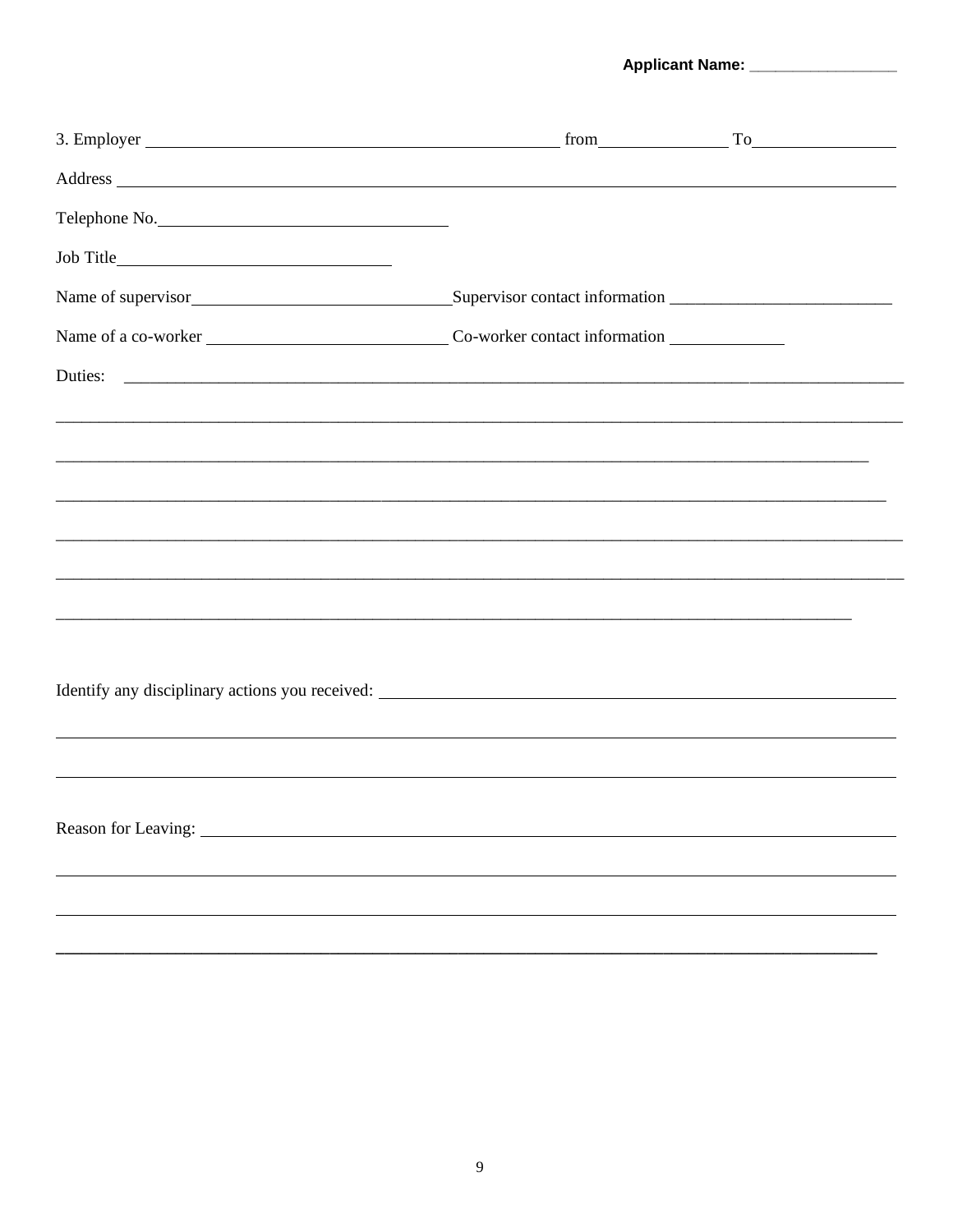**Applicant Name:** \_\_\_\_\_\_\_\_\_\_\_\_\_\_\_\_\_\_

3. Employer \_\_\_\_\_\_\_\_\_\_\_\_\_\_\_\_\_\_\_\_\_\_\_\_\_\_\_\_\_\_\_\_\_\_\_\_\_\_\_\_\_\_ from\_\_\_\_\_\_\_\_\_\_\_\_\_\_ To\_\_\_\_\_\_\_\_\_\_\_\_\_\_\_

Address \_\_\_\_\_\_\_\_\_\_\_\_\_\_\_\_\_\_\_\_\_\_\_\_\_\_\_\_\_\_\_\_\_\_\_\_\_\_\_\_\_\_\_\_\_\_\_\_\_\_\_\_\_\_\_\_\_\_\_\_\_\_\_\_\_\_\_\_\_\_\_\_\_\_\_\_\_\_

Telephone No.\_\_\_\_\_\_\_\_\_\_\_\_\_\_\_\_\_\_\_\_\_\_\_\_\_\_\_\_\_\_

Job Title\_\_\_\_\_\_\_\_\_\_\_\_\_\_\_\_\_\_\_\_\_\_\_\_\_\_\_\_\_

Name of supervisor\_\_\_\_\_\_\_\_\_\_\_\_\_\_\_\_\_\_\_\_\_\_\_\_\_\_\_ Supervisor contact information \_\_\_\_\_\_\_\_\_\_\_\_\_\_\_\_\_\_\_\_\_\_\_

Name of a co-worker \_\_\_\_\_\_\_\_\_\_\_\_\_\_\_\_\_\_\_\_\_\_\_\_\_\_ Co-worker contact information \_\_\_\_\_\_\_\_\_\_\_\_

Duties: \_\_\_\_\_\_\_\_\_\_\_\_\_\_\_\_\_\_\_\_\_\_\_\_\_\_\_\_\_\_\_\_\_\_\_\_\_\_\_\_\_\_\_\_\_\_\_\_\_\_\_\_\_\_\_\_\_\_\_\_\_\_\_\_\_\_\_\_\_\_\_\_\_\_\_\_\_\_\_\_\_\_

\_\_\_\_\_\_\_\_\_\_\_\_\_\_\_\_\_\_\_\_\_\_\_\_\_\_\_\_\_\_\_\_\_\_\_\_\_\_\_\_\_\_\_\_\_\_\_\_\_\_\_\_\_\_\_\_\_\_\_\_\_\_\_\_\_\_\_\_\_\_\_\_\_\_\_\_\_\_\_\_\_\_\_\_\_\_\_\_

\_\_\_\_\_\_\_\_\_\_\_\_\_\_\_\_\_\_\_\_\_\_\_\_\_\_\_\_\_\_\_\_\_\_\_\_\_\_\_\_\_\_\_\_\_\_\_\_\_\_\_\_\_\_\_\_\_\_\_\_\_\_\_\_\_\_\_\_\_\_\_\_\_\_\_\_\_\_\_\_\_\_\_\_\_\_\_\_

\_\_\_\_\_\_\_\_\_\_\_\_\_\_\_\_\_\_\_\_\_\_\_\_\_\_\_\_\_\_\_\_\_\_\_\_\_\_\_\_\_\_\_\_\_\_\_\_\_\_\_\_\_\_\_\_\_\_\_\_\_\_\_\_\_\_\_\_\_\_\_\_\_\_\_\_\_\_\_\_\_\_\_\_\_\_\_\_

\_\_\_\_\_\_\_\_\_\_\_\_\_\_\_\_\_\_\_\_\_\_\_\_\_\_\_\_\_\_\_\_\_\_\_\_\_\_\_\_\_\_\_\_\_\_\_\_\_\_\_\_\_\_\_\_\_\_\_\_\_\_\_\_\_\_\_\_\_\_\_\_\_\_\_\_\_\_\_\_\_\_\_\_\_\_\_\_

\_\_\_\_\_\_\_\_\_\_\_\_\_\_\_\_\_\_\_\_\_\_\_\_\_\_\_\_\_\_\_\_\_\_\_\_\_\_\_\_\_\_\_\_\_\_\_\_\_\_\_\_\_\_\_\_\_\_\_\_\_\_\_\_\_\_\_\_\_\_\_\_\_\_\_\_\_\_\_\_\_\_\_\_\_\_\_\_

\_\_\_\_\_\_\_\_\_\_\_\_\_\_\_\_\_\_\_\_\_\_\_\_\_\_\_\_\_\_\_\_\_\_\_\_\_\_\_\_\_\_\_\_\_\_\_\_\_\_\_\_\_\_\_\_\_\_\_\_\_\_\_\_\_\_\_\_\_\_\_\_\_\_\_\_\_\_\_\_\_\_\_\_\_\_\_\_

Identify any disciplinary actions you received: \_\_\_\_\_\_\_\_\_\_\_\_\_\_\_\_\_\_\_\_\_\_\_\_\_\_\_\_\_\_\_\_\_\_\_\_\_\_\_\_\_\_\_\_\_\_\_\_\_\_\_

\_\_\_\_\_\_\_\_\_\_\_\_\_\_\_\_\_\_\_\_\_\_\_\_\_\_\_\_\_\_\_\_\_\_\_\_\_\_\_\_\_\_\_\_\_\_\_\_\_\_\_\_\_\_\_\_\_\_\_\_\_\_\_\_\_\_\_\_\_\_\_\_\_\_\_\_\_\_\_\_\_\_\_\_\_\_\_\_

\_\_\_\_\_\_\_\_\_\_\_\_\_\_\_\_\_\_\_\_\_\_\_\_\_\_\_\_\_\_\_\_\_\_\_\_\_\_\_\_\_\_\_\_\_\_\_\_\_\_\_\_\_\_\_\_\_\_\_\_\_\_\_\_\_\_\_\_\_\_\_\_\_\_\_\_\_\_\_\_\_\_\_\_\_\_\_\_

Reason for Leaving: \_\_\_\_\_\_\_\_\_\_\_\_\_\_\_\_\_\_\_\_\_\_\_\_\_\_\_\_\_\_\_\_\_\_\_\_\_\_\_\_\_\_\_\_\_\_\_\_\_\_\_\_\_\_\_\_\_\_\_\_\_\_\_\_\_\_\_\_\_\_

\_\_\_\_\_\_\_\_\_\_\_\_\_\_\_\_\_\_\_\_\_\_\_\_\_\_\_\_\_\_\_\_\_\_\_\_\_\_\_\_\_\_\_\_\_\_\_\_\_\_\_\_\_\_\_\_\_\_\_\_\_\_\_\_\_\_\_\_\_\_\_\_\_\_\_\_\_\_\_\_\_\_\_\_\_\_\_\_

\_\_\_\_\_\_\_\_\_\_\_\_\_\_\_\_\_\_\_\_\_\_\_\_\_\_\_\_\_\_\_\_\_\_\_\_\_\_\_\_\_\_\_\_\_\_\_\_\_\_\_\_\_\_\_\_\_\_\_\_\_\_\_\_\_\_\_\_\_\_\_\_\_\_\_\_\_\_\_\_\_\_\_\_\_\_\_\_

\_\_\_\_\_\_\_\_\_\_\_\_\_\_\_\_\_\_\_\_\_\_\_\_\_\_\_\_\_\_\_\_\_\_\_\_\_\_\_\_\_\_\_\_\_\_\_\_\_\_\_\_\_\_\_\_\_\_\_\_\_\_\_\_\_\_\_\_\_\_\_\_\_\_\_\_\_\_\_\_\_\_\_\_\_\_\_\_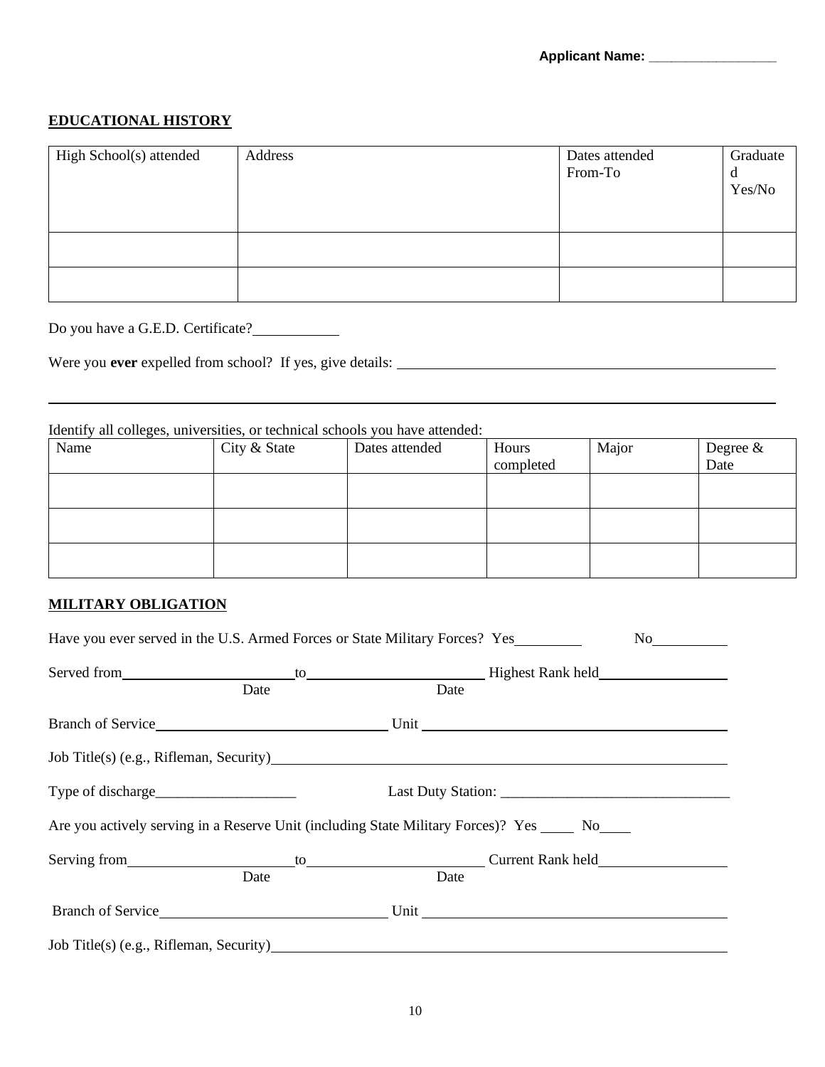Applicant Name: _________________

## EDUCATIONAL HISTORY

| High School(s) attended | Address | Dates attended From-To | Graduated Yes/No |
|---|---|---|---|
| | | | |
| | | | |

Do you have a G.E.D. Certificate?___________

Were you **ever** expelled from school? If yes, give details: ____________________________________________

______________________________________________________________________________________

Identify all colleges, universities, or technical schools you have attended:

| Name | City & State | Dates attended | Hours completed | Major | Degree & Date |
|---|---|---|---|---|---|
| | | | | | |
| | | | | | |
| | | | | | |

## MILITARY OBLIGATION

Have you ever served in the U.S. Armed Forces or State Military Forces? Yes_________ No__________

Served from______________________to______________________ Highest Rank held_________________
Date Date

Branch of Service_____________________________ Unit ________________________________________

Job Title(s) (e.g., Rifleman, Security)____________________________________________________________

Type of discharge___________________ Last Duty Station: ______________________________

Are you actively serving in a Reserve Unit (including State Military Forces)? Yes _____ No____

Serving from______________________to______________________ Current Rank held_________________
Date Date

Branch of Service_____________________________ Unit ________________________________________

Job Title(s) (e.g., Rifleman, Security)____________________________________________________________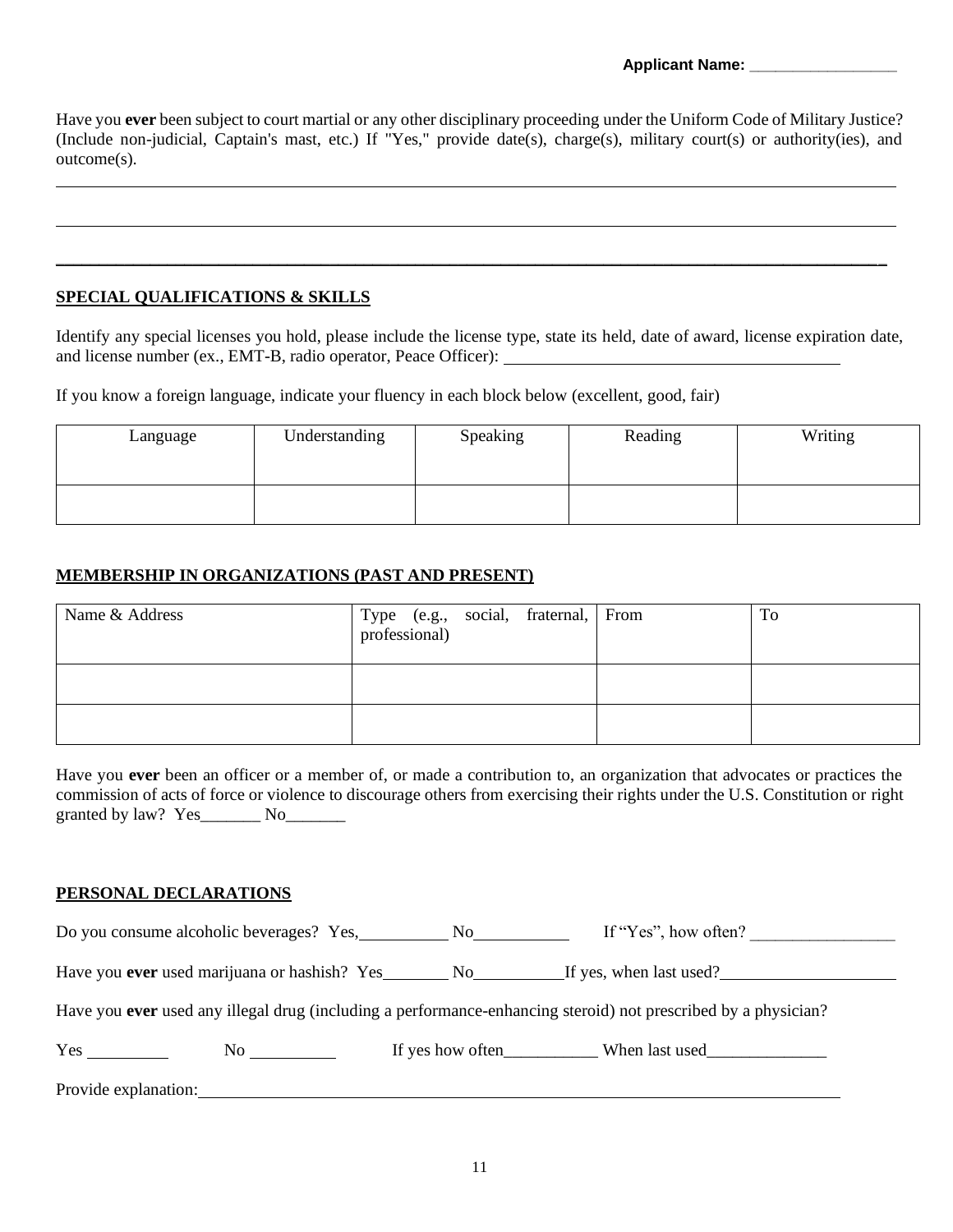**Applicant Name:** \_\_\_\_\_\_\_\_\_\_\_\_\_\_\_\_\_\_

Have you **ever** been subject to court martial or any other disciplinary proceeding under the Uniform Code of Military Justice? (Include non-judicial, Captain's mast, etc.) If "Yes," provide date(s), charge(s), military court(s) or authority(ies), and outcome(s).

\_\_\_\_\_\_\_\_\_\_\_\_\_\_\_\_\_\_\_\_\_\_\_\_\_\_\_\_\_\_\_\_\_\_\_\_\_\_\_\_\_\_\_\_\_\_\_\_\_\_\_\_\_\_\_\_\_\_\_\_\_\_\_\_\_\_\_\_\_\_\_\_\_\_\_\_\_\_\_\_\_\_\_\_\_\_\_\_

\_\_\_\_\_\_\_\_\_\_\_\_\_\_\_\_\_\_\_\_\_\_\_\_\_\_\_\_\_\_\_\_\_\_\_\_\_\_\_\_\_\_\_\_\_\_\_\_\_\_\_\_\_\_\_\_\_\_\_\_\_\_\_\_\_\_\_\_\_\_\_\_\_\_\_\_\_\_\_\_\_\_\_\_\_\_\_\_

\_\_\_\_\_\_\_\_\_\_\_\_\_\_\_\_\_\_\_\_\_\_\_\_\_\_\_\_\_\_\_\_\_\_\_\_\_\_\_\_\_\_\_\_\_\_\_\_\_\_\_\_\_\_\_\_\_\_\_\_\_\_\_\_\_\_\_\_\_\_\_\_\_\_\_\_\_\_\_\_\_\_\_\_\_\_\_\_

## SPECIAL QUALIFICATIONS & SKILLS

Identify any special licenses you hold, please include the license type, state its held, date of award, license expiration date, and license number (ex., EMT-B, radio operator, Peace Officer): \_\_\_\_\_\_\_\_\_\_\_\_\_\_\_\_\_\_\_\_\_\_\_\_\_\_\_\_\_\_\_\_\_\_\_\_\_\_\_\_

If you know a foreign language, indicate your fluency in each block below (excellent, good, fair)

| Language | Understanding | Speaking | Reading | Writing |
|---|---|---|---|---|
| | | | | |

## MEMBERSHIP IN ORGANIZATIONS (PAST AND PRESENT)

| Name & Address | Type (e.g., social, fraternal, professional) | From | To |
|---|---|---|---|
| | | | |
| | | | |

Have you **ever** been an officer or a member of, or made a contribution to, an organization that advocates or practices the commission of acts of force or violence to discourage others from exercising their rights under the U.S. Constitution or right granted by law? Yes\_\_\_\_\_\_\_ No\_\_\_\_\_\_\_

## PERSONAL DECLARATIONS

Do you consume alcoholic beverages? Yes,\_\_\_\_\_\_\_\_\_\_ No\_\_\_\_\_\_\_\_\_\_\_ If "Yes", how often? \_\_\_\_\_\_\_\_\_\_\_\_\_\_\_\_\_

Have you **ever** used marijuana or hashish? Yes\_\_\_\_\_\_\_\_ No\_\_\_\_\_\_\_\_\_\_If yes, when last used?\_\_\_\_\_\_\_\_\_\_\_\_\_\_\_\_\_\_\_\_

Have you **ever** used any illegal drug (including a performance-enhancing steroid) not prescribed by a physician?

Yes \_\_\_\_\_\_\_\_\_\_ No \_\_\_\_\_\_\_\_\_\_ If yes how often\_\_\_\_\_\_\_\_\_\_\_ When last used\_\_\_\_\_\_\_\_\_\_\_\_\_\_

Provide explanation:\_\_\_\_\_\_\_\_\_\_\_\_\_\_\_\_\_\_\_\_\_\_\_\_\_\_\_\_\_\_\_\_\_\_\_\_\_\_\_\_\_\_\_\_\_\_\_\_\_\_\_\_\_\_\_\_\_\_\_\_\_\_\_\_\_\_\_\_\_\_\_\_\_\_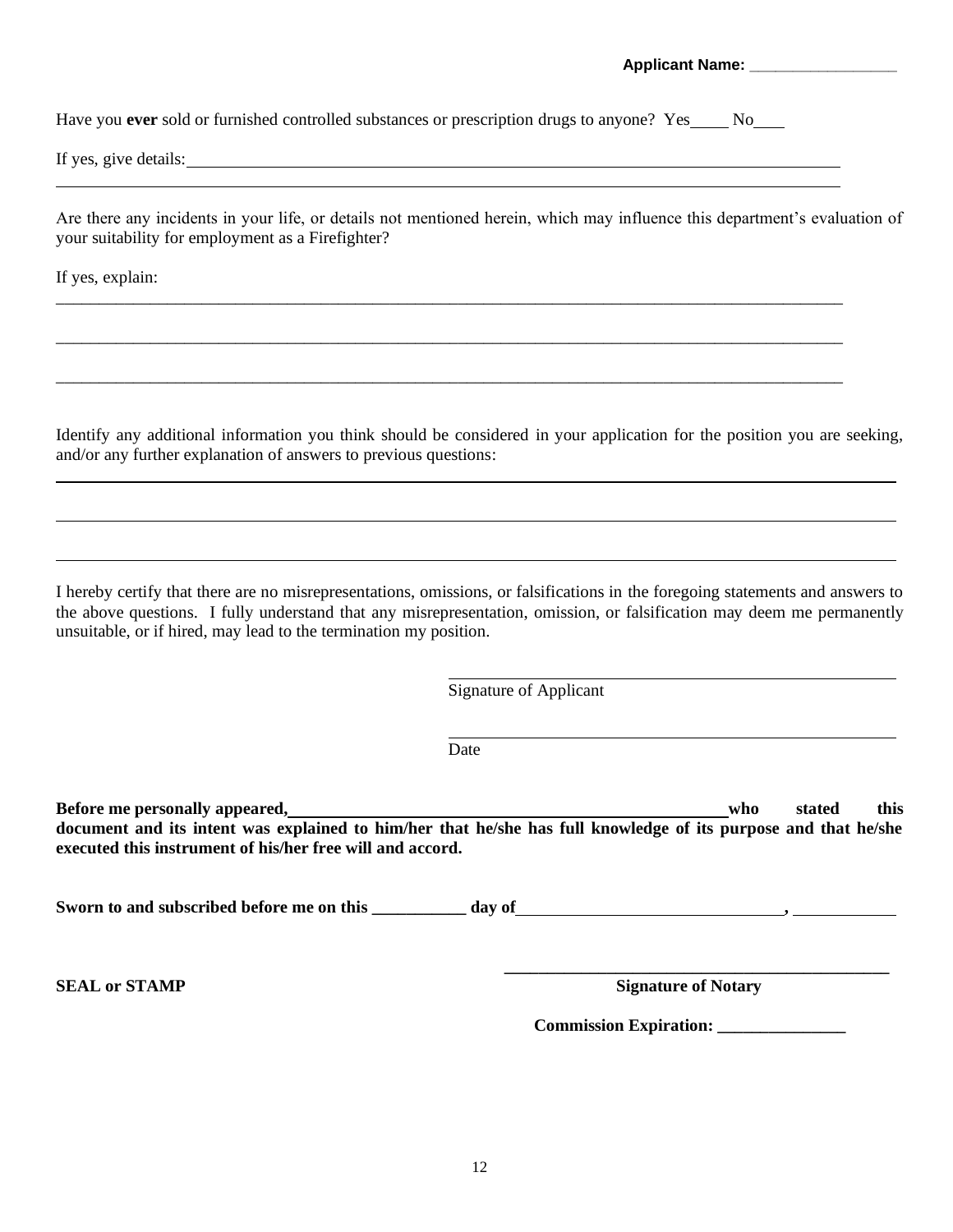**Applicant Name:** ________________

Have you **ever** sold or furnished controlled substances or prescription drugs to anyone? Yes____ No___

If yes, give details: ______________________________________________________________________________

______________________________________________________________________________________________

Are there any incidents in your life, or details not mentioned herein, which may influence this department's evaluation of your suitability for employment as a Firefighter?

If yes, explain:

______________________________________________________________________________________________

______________________________________________________________________________________________

______________________________________________________________________________________________

Identify any additional information you think should be considered in your application for the position you are seeking, and/or any further explanation of answers to previous questions:

______________________________________________________________________________________________

______________________________________________________________________________________________

______________________________________________________________________________________________

I hereby certify that there are no misrepresentations, omissions, or falsifications in the foregoing statements and answers to the above questions. I fully understand that any misrepresentation, omission, or falsification may deem me permanently unsuitable, or if hired, may lead to the termination my position.

______________________________________________
Signature of Applicant

______________________________________________
Date

**Before me personally appeared,______________________________________________who stated this document and its intent was explained to him/her that he/she has full knowledge of its purpose and that he/she executed this instrument of his/her free will and accord.**

**Sworn to and subscribed before me on this ___________ day of______________________________, ____________**

**SEAL or STAMP**

**______________________________________________**
**Signature of Notary**

**Commission Expiration: _______________**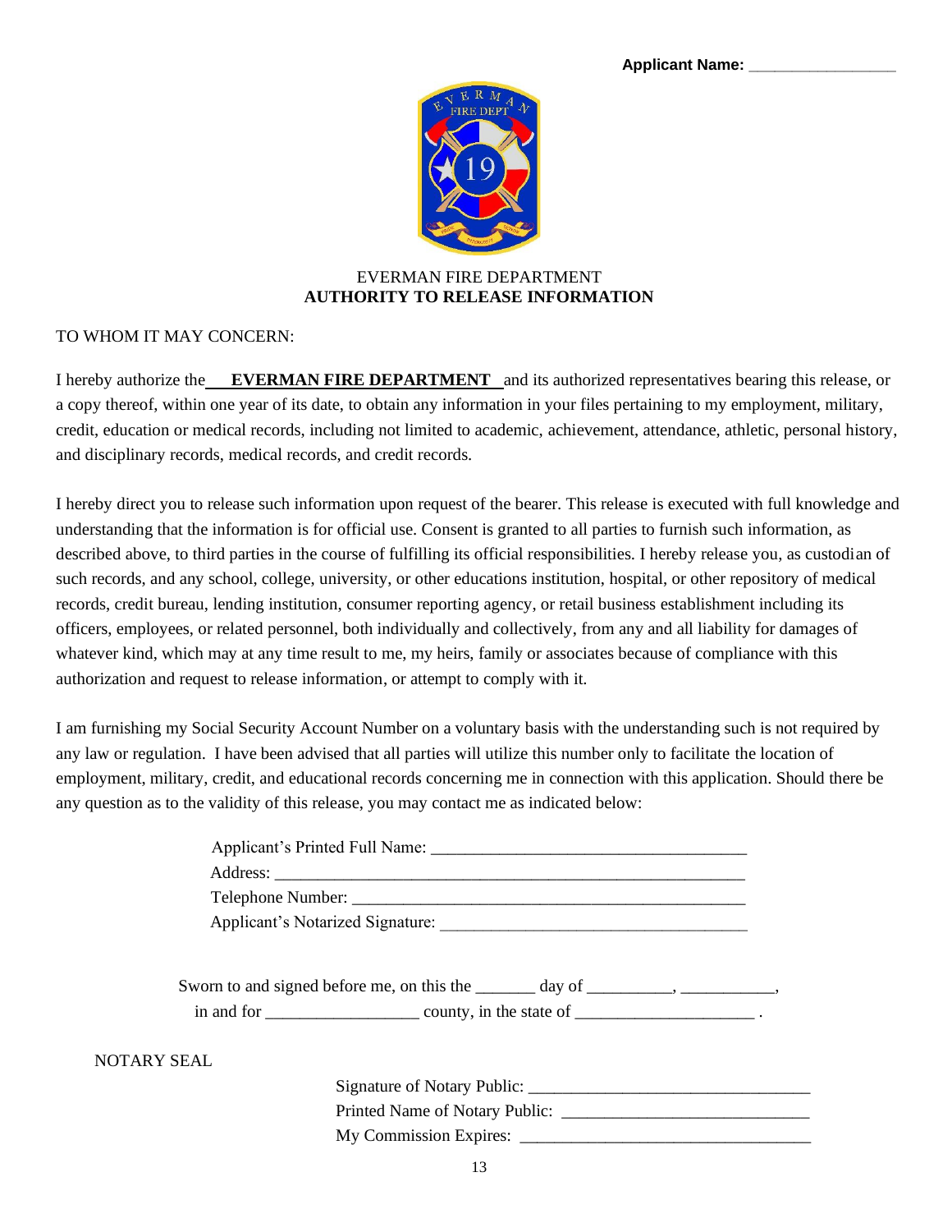**Applicant Name:** ________________

EVERMAN FIRE DEPARTMENT

**AUTHORITY TO RELEASE INFORMATION**

TO WHOM IT MAY CONCERN:

I hereby authorize the **EVERMAN FIRE DEPARTMENT** and its authorized representatives bearing this release, or a copy thereof, within one year of its date, to obtain any information in your files pertaining to my employment, military, credit, education or medical records, including not limited to academic, achievement, attendance, athletic, personal history, and disciplinary records, medical records, and credit records.

I hereby direct you to release such information upon request of the bearer. This release is executed with full knowledge and understanding that the information is for official use. Consent is granted to all parties to furnish such information, as described above, to third parties in the course of fulfilling its official responsibilities. I hereby release you, as custodian of such records, and any school, college, university, or other educations institution, hospital, or other repository of medical records, credit bureau, lending institution, consumer reporting agency, or retail business establishment including its officers, employees, or related personnel, both individually and collectively, from any and all liability for damages of whatever kind, which may at any time result to me, my heirs, family or associates because of compliance with this authorization and request to release information, or attempt to comply with it.

I am furnishing my Social Security Account Number on a voluntary basis with the understanding such is not required by any law or regulation. I have been advised that all parties will utilize this number only to facilitate the location of employment, military, credit, and educational records concerning me in connection with this application. Should there be any question as to the validity of this release, you may contact me as indicated below:

Applicant's Printed Full Name: ____________________________________

Address: ______________________________________________________

Telephone Number: ______________________________________________

Applicant's Notarized Signature: ___________________________________

Sworn to and signed before me, on this the _______ day of __________, ___________,
in and for _________________ county, in the state of _____________________ .

NOTARY SEAL

Signature of Notary Public: ________________________________

Printed Name of Notary Public: _____________________________

My Commission Expires: _________________________________